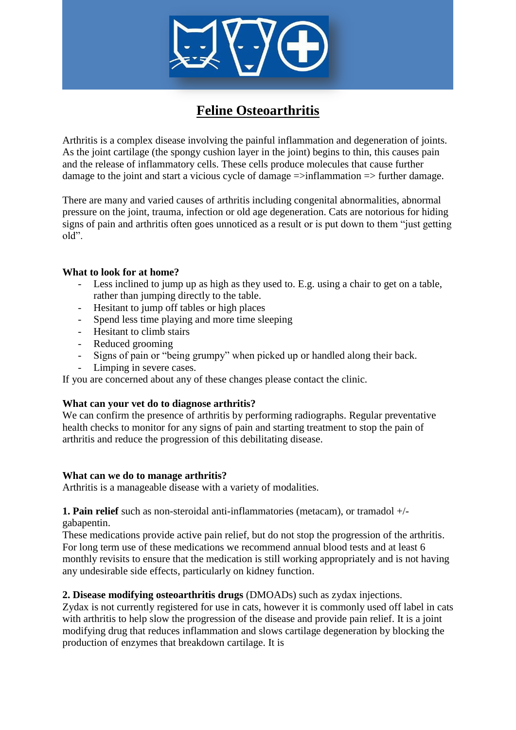# Feline Osteoarthritis

Arthritis is a complex disease involving the painful inflammation and degeneration of joints. As the joint cartilage (the spongy cushion layer in the joint) begins to thin, this causes pain and the release of inflammatory cells. These cells produce molecules that cause further damage to the joint and start a vicious cycle of damage =>inflammation => further damage.

There are many and varied causes of arthritis including congenital abnormalities, abnormal pressure on the joint, trauma, infection or old age degeneration. Cats are notorious for hiding signs of pain and arthritis often goes unnoticed as a result or is put down to them "just getting old".

**What to look for at home?**

- Less inclined to jump up as high as they used to. E.g. using a chair to get on a table, rather than jumping directly to the table.
- Hesitant to jump off tables or high places
- Spend less time playing and more time sleeping
- Hesitant to climb stairs
- Reduced grooming
- Signs of pain or "being grumpy" when picked up or handled along their back.
- Limping in severe cases.

If you are concerned about any of these changes please contact the clinic.

**What can your vet do to diagnose arthritis?**

We can confirm the presence of arthritis by performing radiographs. Regular preventative health checks to monitor for any signs of pain and starting treatment to stop the pain of arthritis and reduce the progression of this debilitating disease.

**What can we do to manage arthritis?**

Arthritis is a manageable disease with a variety of modalities.

**1. Pain relief** such as non-steroidal anti-inflammatories (metacam), or tramadol +/- gabapentin.

These medications provide active pain relief, but do not stop the progression of the arthritis. For long term use of these medications we recommend annual blood tests and at least 6 monthly revisits to ensure that the medication is still working appropriately and is not having any undesirable side effects, particularly on kidney function.

**2. Disease modifying osteoarthritis drugs** (DMOADs) such as zydax injections.

Zydax is not currently registered for use in cats, however it is commonly used off label in cats with arthritis to help slow the progression of the disease and provide pain relief. It is a joint modifying drug that reduces inflammation and slows cartilage degeneration by blocking the production of enzymes that breakdown cartilage. It is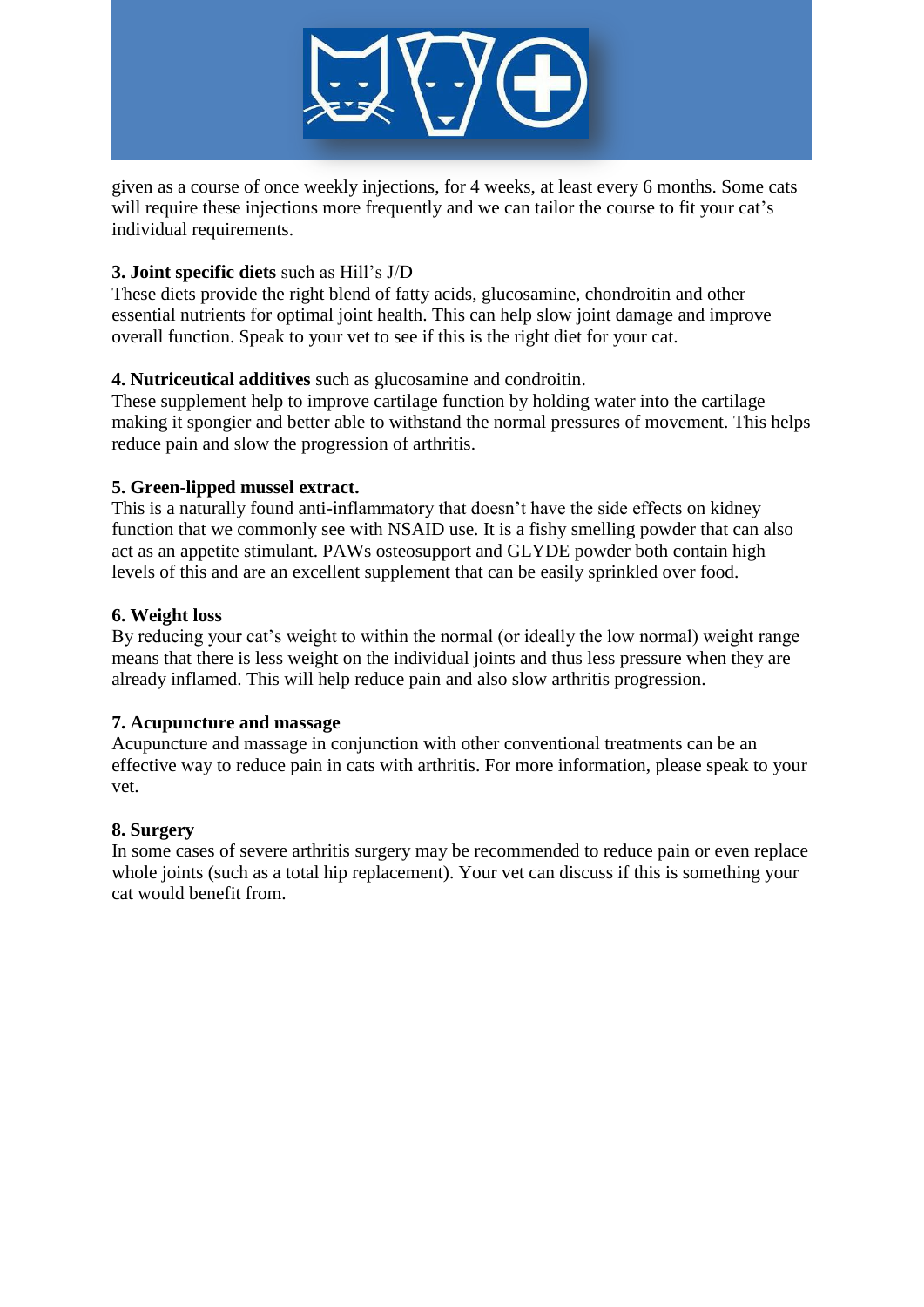given as a course of once weekly injections, for 4 weeks, at least every 6 months. Some cats will require these injections more frequently and we can tailor the course to fit your cat's individual requirements.

**3. Joint specific diets** such as Hill's J/D

These diets provide the right blend of fatty acids, glucosamine, chondroitin and other essential nutrients for optimal joint health. This can help slow joint damage and improve overall function. Speak to your vet to see if this is the right diet for your cat.

**4. Nutriceutical additives** such as glucosamine and condroitin.

These supplement help to improve cartilage function by holding water into the cartilage making it spongier and better able to withstand the normal pressures of movement. This helps reduce pain and slow the progression of arthritis.

**5. Green-lipped mussel extract.**

This is a naturally found anti-inflammatory that doesn't have the side effects on kidney function that we commonly see with NSAID use. It is a fishy smelling powder that can also act as an appetite stimulant. PAWs osteosupport and GLYDE powder both contain high levels of this and are an excellent supplement that can be easily sprinkled over food.

**6. Weight loss**

By reducing your cat's weight to within the normal (or ideally the low normal) weight range means that there is less weight on the individual joints and thus less pressure when they are already inflamed. This will help reduce pain and also slow arthritis progression.

**7. Acupuncture and massage**

Acupuncture and massage in conjunction with other conventional treatments can be an effective way to reduce pain in cats with arthritis. For more information, please speak to your vet.

**8. Surgery**

In some cases of severe arthritis surgery may be recommended to reduce pain or even replace whole joints (such as a total hip replacement). Your vet can discuss if this is something your cat would benefit from.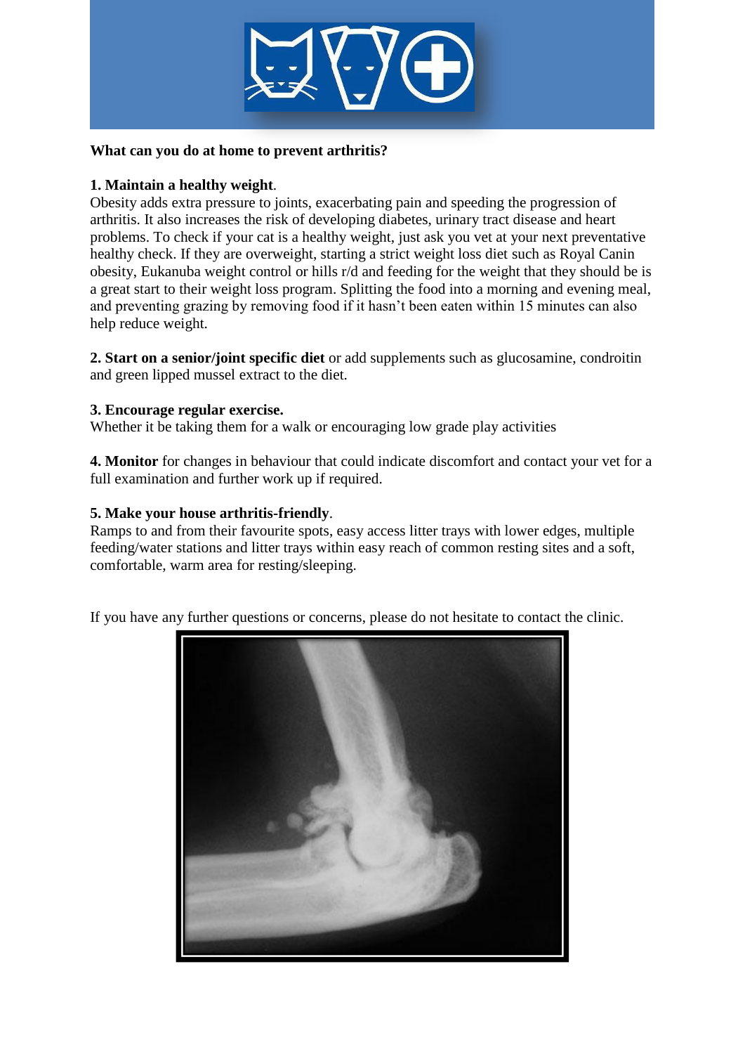**What can you do at home to prevent arthritis?**

**1. Maintain a healthy weight**.
Obesity adds extra pressure to joints, exacerbating pain and speeding the progression of arthritis. It also increases the risk of developing diabetes, urinary tract disease and heart problems. To check if your cat is a healthy weight, just ask you vet at your next preventative healthy check. If they are overweight, starting a strict weight loss diet such as Royal Canin obesity, Eukanuba weight control or hills r/d and feeding for the weight that they should be is a great start to their weight loss program. Splitting the food into a morning and evening meal, and preventing grazing by removing food if it hasn't been eaten within 15 minutes can also help reduce weight.

**2. Start on a senior/joint specific diet** or add supplements such as glucosamine, condroitin and green lipped mussel extract to the diet.

**3. Encourage regular exercise.**
Whether it be taking them for a walk or encouraging low grade play activities

**4. Monitor** for changes in behaviour that could indicate discomfort and contact your vet for a full examination and further work up if required.

**5. Make your house arthritis-friendly**.
Ramps to and from their favourite spots, easy access litter trays with lower edges, multiple feeding/water stations and litter trays within easy reach of common resting sites and a soft, comfortable, warm area for resting/sleeping.

If you have any further questions or concerns, please do not hesitate to contact the clinic.